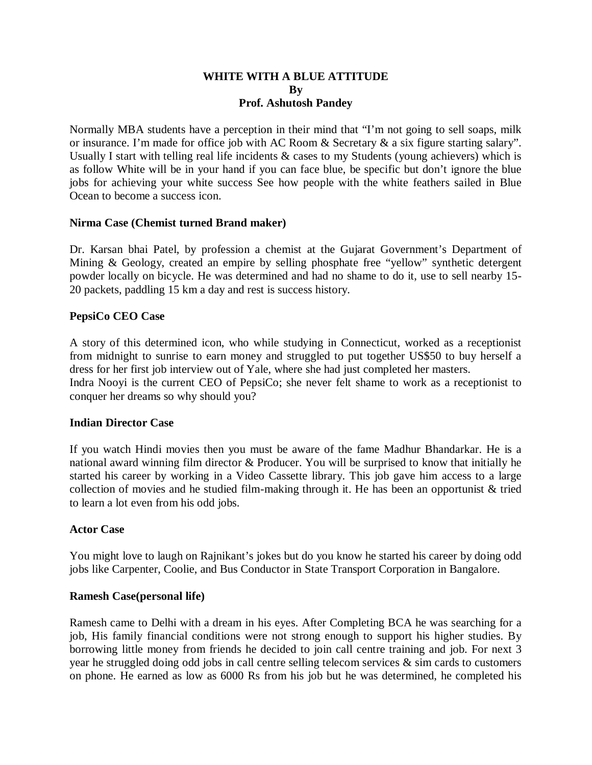# WHITE WITH A BLUE ATTITUDE
**By**
**Prof. Ashutosh Pandey**

Normally MBA students have a perception in their mind that "I'm not going to sell soaps, milk or insurance. I'm made for office job with AC Room & Secretary & a six figure starting salary". Usually I start with telling real life incidents & cases to my Students (young achievers) which is as follow White will be in your hand if you can face blue, be specific but don't ignore the blue jobs for achieving your white success See how people with the white feathers sailed in Blue Ocean to become a success icon.

**Nirma Case (Chemist turned Brand maker)**

Dr. Karsan bhai Patel, by profession a chemist at the Gujarat Government's Department of Mining & Geology, created an empire by selling phosphate free "yellow" synthetic detergent powder locally on bicycle. He was determined and had no shame to do it, use to sell nearby 15-20 packets, paddling 15 km a day and rest is success history.

**PepsiCo CEO Case**

A story of this determined icon, who while studying in Connecticut, worked as a receptionist from midnight to sunrise to earn money and struggled to put together US$50 to buy herself a dress for her first job interview out of Yale, where she had just completed her masters.
Indra Nooyi is the current CEO of PepsiCo; she never felt shame to work as a receptionist to conquer her dreams so why should you?

**Indian Director Case**

If you watch Hindi movies then you must be aware of the fame Madhur Bhandarkar. He is a national award winning film director & Producer. You will be surprised to know that initially he started his career by working in a Video Cassette library. This job gave him access to a large collection of movies and he studied film-making through it. He has been an opportunist & tried to learn a lot even from his odd jobs.

**Actor Case**

You might love to laugh on Rajnikant's jokes but do you know he started his career by doing odd jobs like Carpenter, Coolie, and Bus Conductor in State Transport Corporation in Bangalore.

**Ramesh Case(personal life)**

Ramesh came to Delhi with a dream in his eyes. After Completing BCA he was searching for a job, His family financial conditions were not strong enough to support his higher studies. By borrowing little money from friends he decided to join call centre training and job. For next 3 year he struggled doing odd jobs in call centre selling telecom services & sim cards to customers on phone. He earned as low as 6000 Rs from his job but he was determined, he completed his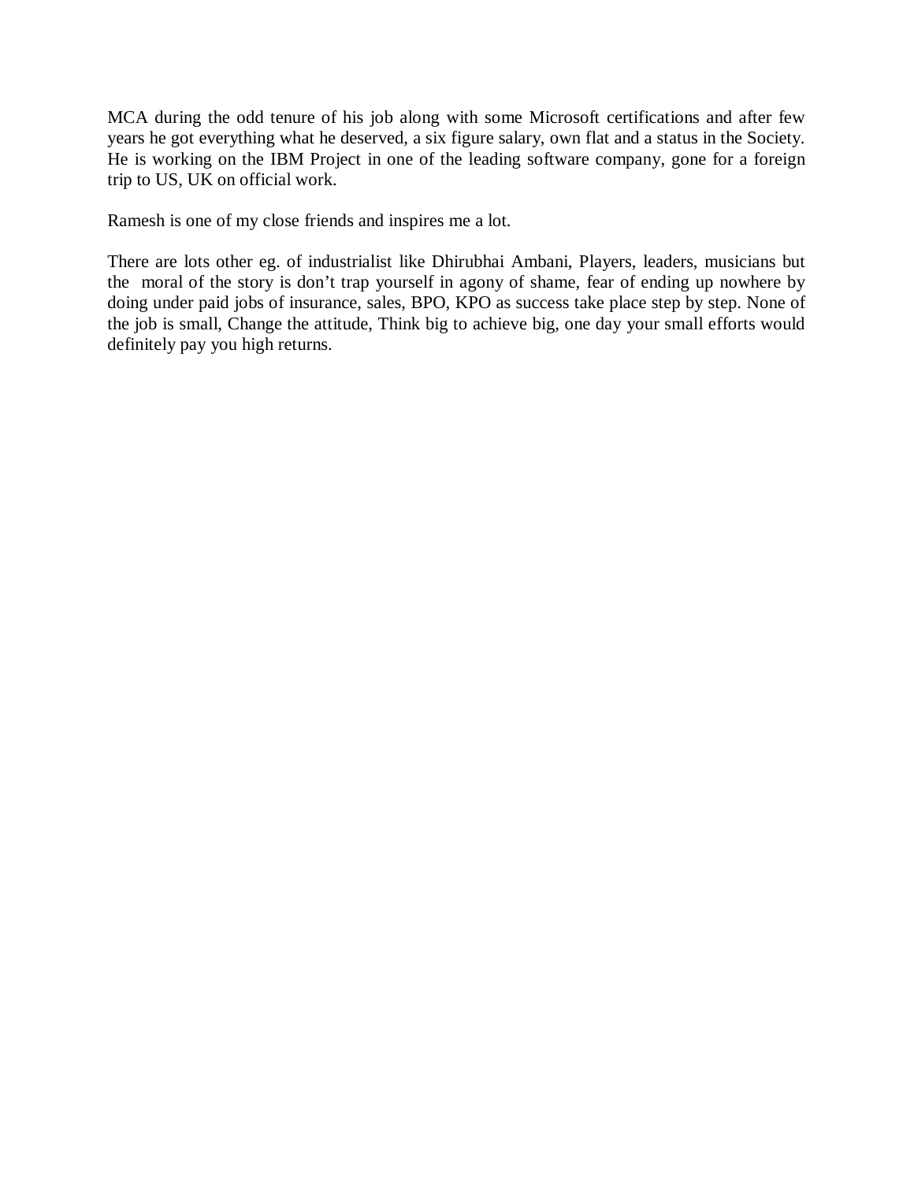MCA during the odd tenure of his job along with some Microsoft certifications and after few years he got everything what he deserved, a six figure salary, own flat and a status in the Society. He is working on the IBM Project in one of the leading software company, gone for a foreign trip to US, UK on official work.

Ramesh is one of my close friends and inspires me a lot.

There are lots other eg. of industrialist like Dhirubhai Ambani, Players, leaders, musicians but the moral of the story is don't trap yourself in agony of shame, fear of ending up nowhere by doing under paid jobs of insurance, sales, BPO, KPO as success take place step by step. None of the job is small, Change the attitude, Think big to achieve big, one day your small efforts would definitely pay you high returns.